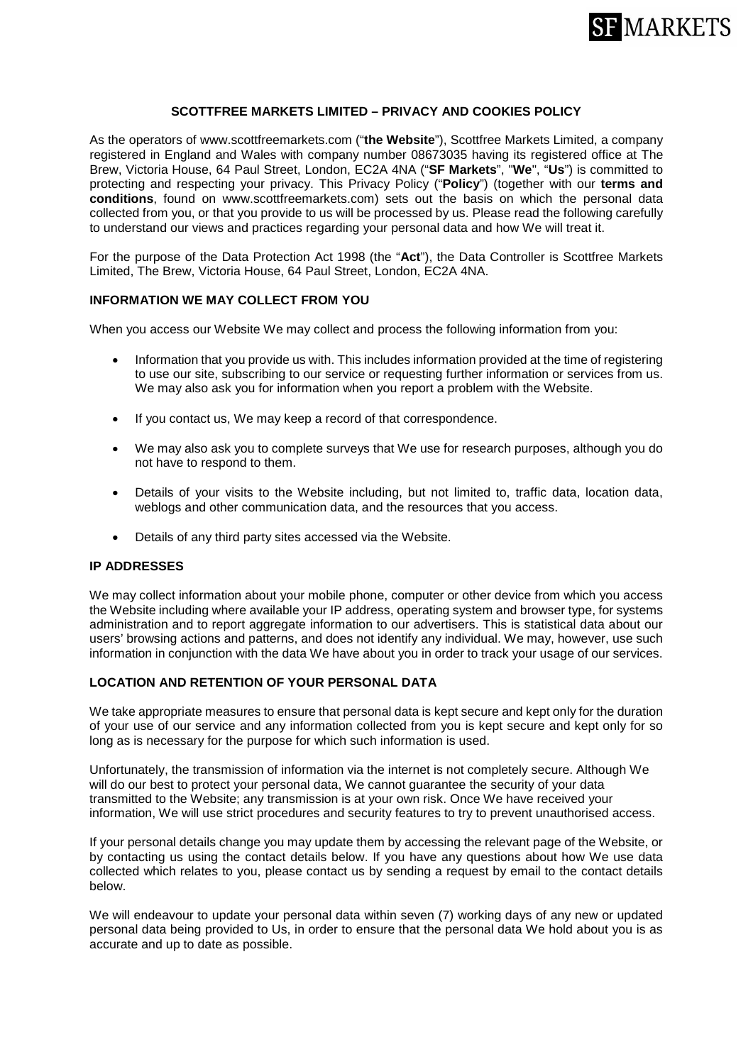# SCOTTFREE MARKETS LIMITED – PRIVACY AND COOKIES POLICY

As the operators of www.scottfreemarkets.com ("**the Website**"), Scottfree Markets Limited, a company registered in England and Wales with company number 08673035 having its registered office at The Brew, Victoria House, 64 Paul Street, London, EC2A 4NA ("**SF Markets**", "**We**", "**Us**") is committed to protecting and respecting your privacy. This Privacy Policy ("**Policy**") (together with our **terms and conditions**, found on www.scottfreemarkets.com) sets out the basis on which the personal data collected from you, or that you provide to us will be processed by us. Please read the following carefully to understand our views and practices regarding your personal data and how We will treat it.

For the purpose of the Data Protection Act 1998 (the "**Act**"), the Data Controller is Scottfree Markets Limited, The Brew, Victoria House, 64 Paul Street, London, EC2A 4NA.

## INFORMATION WE MAY COLLECT FROM YOU

When you access our Website We may collect and process the following information from you:

- Information that you provide us with. This includes information provided at the time of registering to use our site, subscribing to our service or requesting further information or services from us. We may also ask you for information when you report a problem with the Website.
- If you contact us, We may keep a record of that correspondence.
- We may also ask you to complete surveys that We use for research purposes, although you do not have to respond to them.
- Details of your visits to the Website including, but not limited to, traffic data, location data, weblogs and other communication data, and the resources that you access.
- Details of any third party sites accessed via the Website.

## IP ADDRESSES

We may collect information about your mobile phone, computer or other device from which you access the Website including where available your IP address, operating system and browser type, for systems administration and to report aggregate information to our advertisers. This is statistical data about our users' browsing actions and patterns, and does not identify any individual. We may, however, use such information in conjunction with the data We have about you in order to track your usage of our services.

## LOCATION AND RETENTION OF YOUR PERSONAL DATA

We take appropriate measures to ensure that personal data is kept secure and kept only for the duration of your use of our service and any information collected from you is kept secure and kept only for so long as is necessary for the purpose for which such information is used.

Unfortunately, the transmission of information via the internet is not completely secure. Although We will do our best to protect your personal data, We cannot guarantee the security of your data transmitted to the Website; any transmission is at your own risk. Once We have received your information, We will use strict procedures and security features to try to prevent unauthorised access.

If your personal details change you may update them by accessing the relevant page of the Website, or by contacting us using the contact details below. If you have any questions about how We use data collected which relates to you, please contact us by sending a request by email to the contact details below.

We will endeavour to update your personal data within seven (7) working days of any new or updated personal data being provided to Us, in order to ensure that the personal data We hold about you is as accurate and up to date as possible.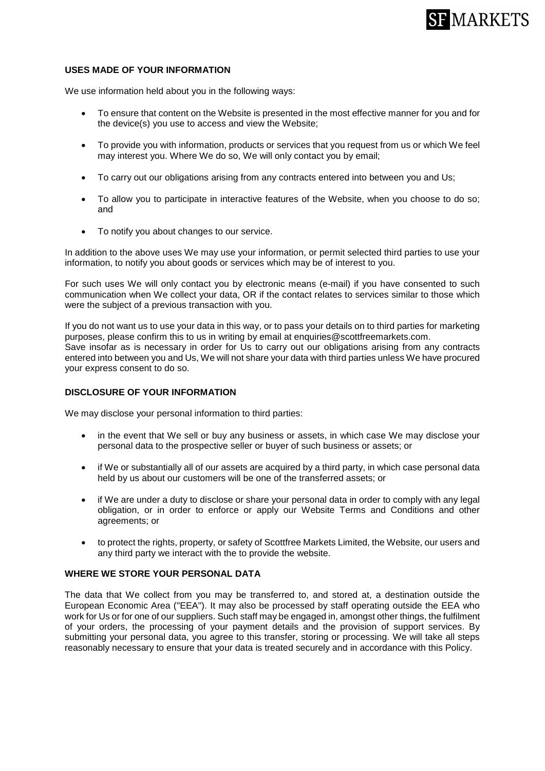## USES MADE OF YOUR INFORMATION

We use information held about you in the following ways:

- To ensure that content on the Website is presented in the most effective manner for you and for the device(s) you use to access and view the Website;
- To provide you with information, products or services that you request from us or which We feel may interest you. Where We do so, We will only contact you by email;
- To carry out our obligations arising from any contracts entered into between you and Us;
- To allow you to participate in interactive features of the Website, when you choose to do so; and
- To notify you about changes to our service.

In addition to the above uses We may use your information, or permit selected third parties to use your information, to notify you about goods or services which may be of interest to you.

For such uses We will only contact you by electronic means (e-mail) if you have consented to such communication when We collect your data, OR if the contact relates to services similar to those which were the subject of a previous transaction with you.

If you do not want us to use your data in this way, or to pass your details on to third parties for marketing purposes, please confirm this to us in writing by email at enquiries@scottfreemarkets.com.
Save insofar as is necessary in order for Us to carry out our obligations arising from any contracts entered into between you and Us, We will not share your data with third parties unless We have procured your express consent to do so.

## DISCLOSURE OF YOUR INFORMATION

We may disclose your personal information to third parties:

- in the event that We sell or buy any business or assets, in which case We may disclose your personal data to the prospective seller or buyer of such business or assets; or
- if We or substantially all of our assets are acquired by a third party, in which case personal data held by us about our customers will be one of the transferred assets; or
- if We are under a duty to disclose or share your personal data in order to comply with any legal obligation, or in order to enforce or apply our Website Terms and Conditions and other agreements; or
- to protect the rights, property, or safety of Scottfree Markets Limited, the Website, our users and any third party we interact with the to provide the website.

## WHERE WE STORE YOUR PERSONAL DATA

The data that We collect from you may be transferred to, and stored at, a destination outside the European Economic Area ("EEA"). It may also be processed by staff operating outside the EEA who work for Us or for one of our suppliers. Such staff may be engaged in, amongst other things, the fulfilment of your orders, the processing of your payment details and the provision of support services. By submitting your personal data, you agree to this transfer, storing or processing. We will take all steps reasonably necessary to ensure that your data is treated securely and in accordance with this Policy.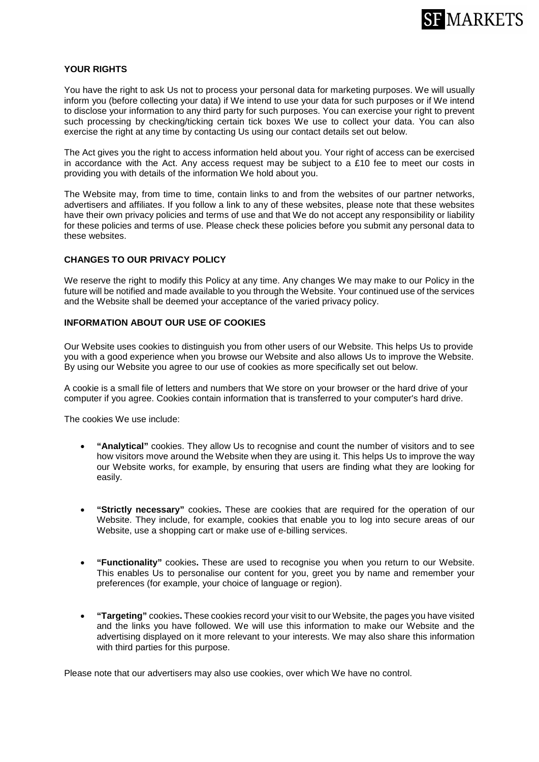## YOUR RIGHTS

You have the right to ask Us not to process your personal data for marketing purposes. We will usually inform you (before collecting your data) if We intend to use your data for such purposes or if We intend to disclose your information to any third party for such purposes. You can exercise your right to prevent such processing by checking/ticking certain tick boxes We use to collect your data. You can also exercise the right at any time by contacting Us using our contact details set out below.

The Act gives you the right to access information held about you. Your right of access can be exercised in accordance with the Act. Any access request may be subject to a £10 fee to meet our costs in providing you with details of the information We hold about you.

The Website may, from time to time, contain links to and from the websites of our partner networks, advertisers and affiliates. If you follow a link to any of these websites, please note that these websites have their own privacy policies and terms of use and that We do not accept any responsibility or liability for these policies and terms of use. Please check these policies before you submit any personal data to these websites.

## CHANGES TO OUR PRIVACY POLICY

We reserve the right to modify this Policy at any time. Any changes We may make to our Policy in the future will be notified and made available to you through the Website. Your continued use of the services and the Website shall be deemed your acceptance of the varied privacy policy.

## INFORMATION ABOUT OUR USE OF COOKIES

Our Website uses cookies to distinguish you from other users of our Website. This helps Us to provide you with a good experience when you browse our Website and also allows Us to improve the Website. By using our Website you agree to our use of cookies as more specifically set out below.

A cookie is a small file of letters and numbers that We store on your browser or the hard drive of your computer if you agree. Cookies contain information that is transferred to your computer's hard drive.

The cookies We use include:

- **"Analytical"** cookies. They allow Us to recognise and count the number of visitors and to see how visitors move around the Website when they are using it. This helps Us to improve the way our Website works, for example, by ensuring that users are finding what they are looking for easily.

- **"Strictly necessary"** cookies**.** These are cookies that are required for the operation of our Website. They include, for example, cookies that enable you to log into secure areas of our Website, use a shopping cart or make use of e-billing services.

- **"Functionality"** cookies**.** These are used to recognise you when you return to our Website. This enables Us to personalise our content for you, greet you by name and remember your preferences (for example, your choice of language or region).

- **"Targeting"** cookies**.** These cookies record your visit to our Website, the pages you have visited and the links you have followed. We will use this information to make our Website and the advertising displayed on it more relevant to your interests. We may also share this information with third parties for this purpose.

Please note that our advertisers may also use cookies, over which We have no control.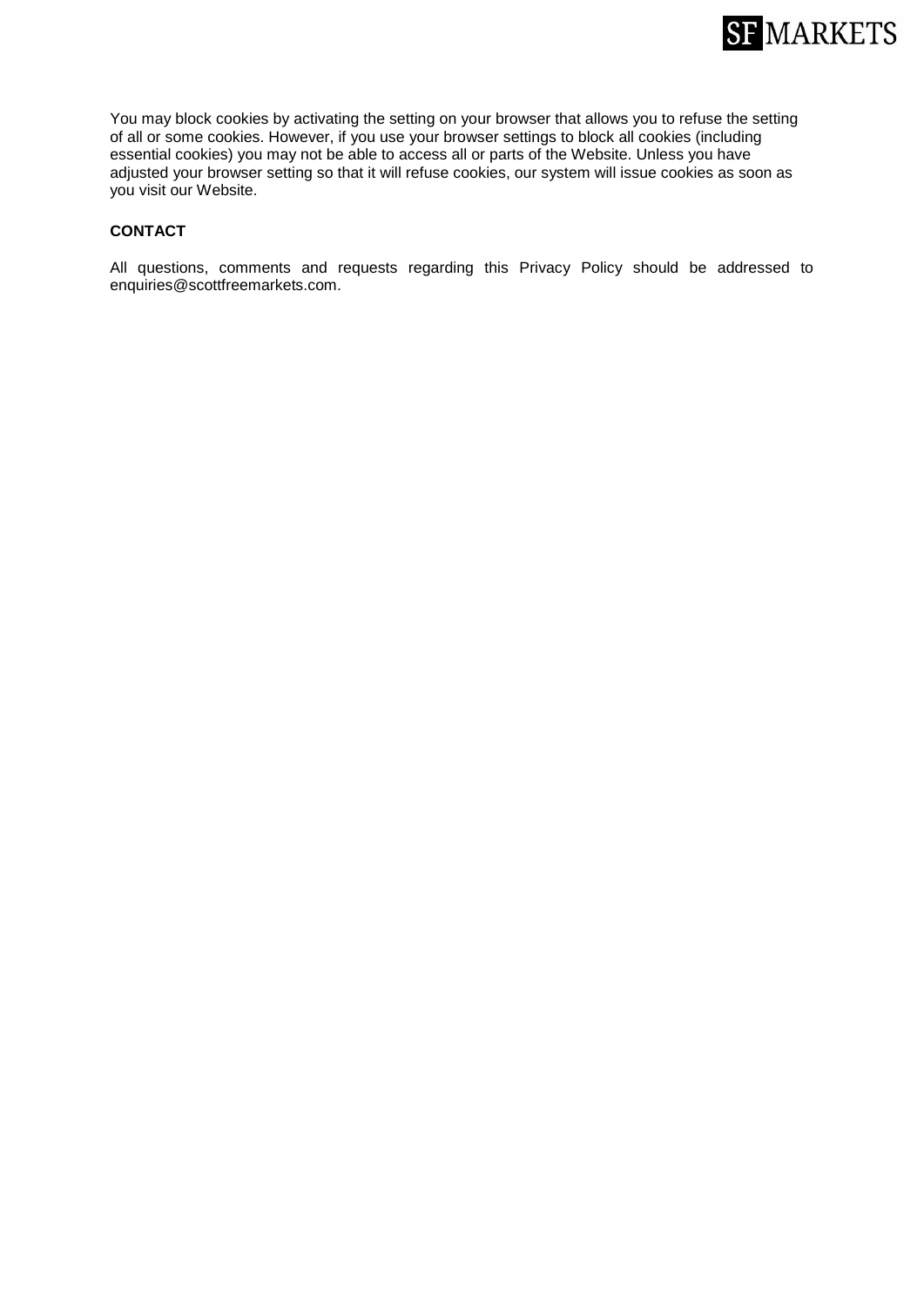You may block cookies by activating the setting on your browser that allows you to refuse the setting of all or some cookies. However, if you use your browser settings to block all cookies (including essential cookies) you may not be able to access all or parts of the Website. Unless you have adjusted your browser setting so that it will refuse cookies, our system will issue cookies as soon as you visit our Website.

**CONTACT**

All questions, comments and requests regarding this Privacy Policy should be addressed to enquiries@scottfreemarkets.com.